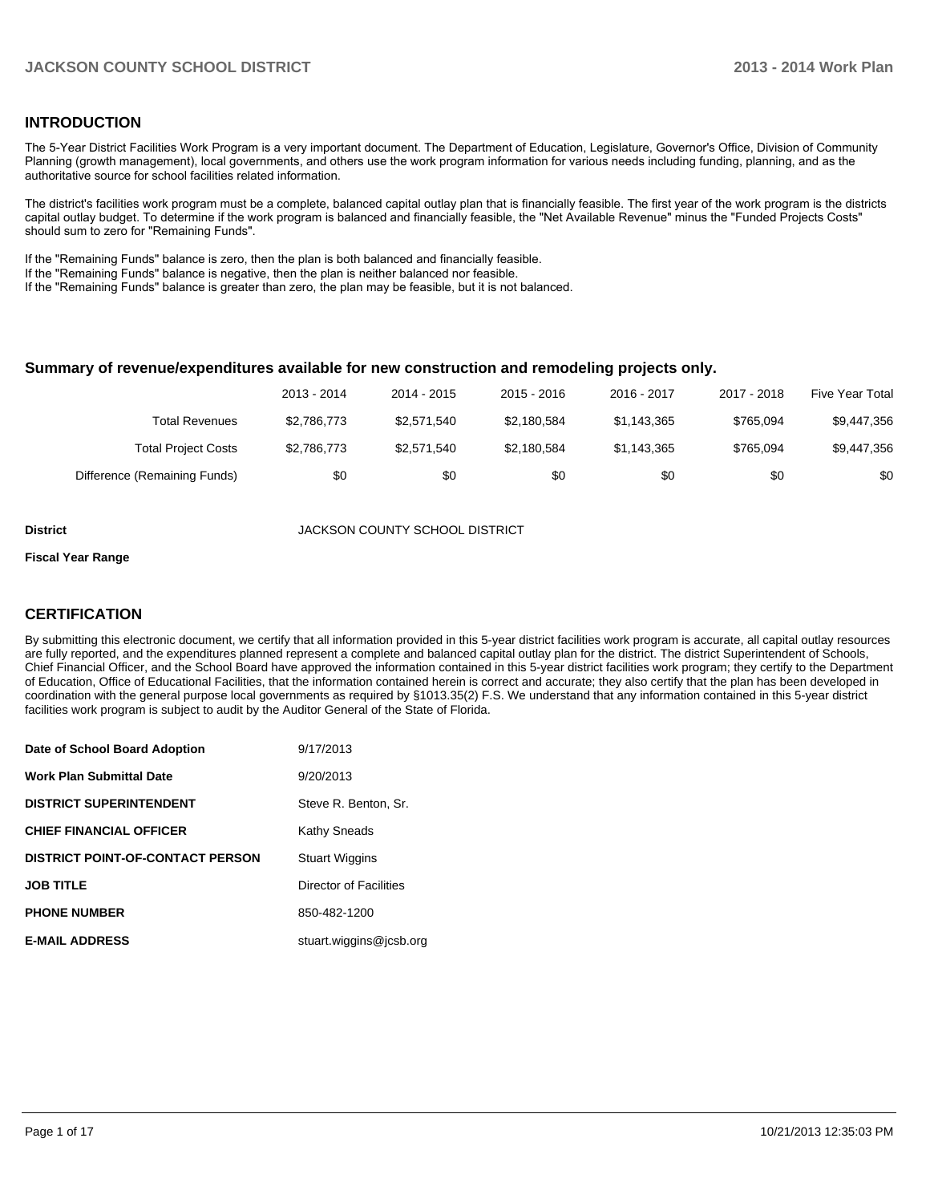## INTRODUCTION

The 5-Year District Facilities Work Program is a very important document. The Department of Education, Legislature, Governor's Office, Division of Community Planning (growth management), local governments, and others use the work program information for various needs including funding, planning, and as the authoritative source for school facilities related information.

The district's facilities work program must be a complete, balanced capital outlay plan that is financially feasible. The first year of the work program is the districts capital outlay budget. To determine if the work program is balanced and financially feasible, the "Net Available Revenue" minus the "Funded Projects Costs" should sum to zero for "Remaining Funds".

If the "Remaining Funds" balance is zero, then the plan is both balanced and financially feasible.
If the "Remaining Funds" balance is negative, then the plan is neither balanced nor feasible.
If the "Remaining Funds" balance is greater than zero, the plan may be feasible, but it is not balanced.

### Summary of revenue/expenditures available for new construction and remodeling projects only.

| | 2013 - 2014 | 2014 - 2015 | 2015 - 2016 | 2016 - 2017 | 2017 - 2018 | Five Year Total |
|---|---|---|---|---|---|---|
| Total Revenues | $2,786,773 | $2,571,540 | $2,180,584 | $1,143,365 | $765,094 | $9,447,356 |
| Total Project Costs | $2,786,773 | $2,571,540 | $2,180,584 | $1,143,365 | $765,094 | $9,447,356 |
| Difference (Remaining Funds) | $0 | $0 | $0 | $0 | $0 | $0 |

**District** JACKSON COUNTY SCHOOL DISTRICT

**Fiscal Year Range**

## CERTIFICATION

By submitting this electronic document, we certify that all information provided in this 5-year district facilities work program is accurate, all capital outlay resources are fully reported, and the expenditures planned represent a complete and balanced capital outlay plan for the district. The district Superintendent of Schools, Chief Financial Officer, and the School Board have approved the information contained in this 5-year district facilities work program; they certify to the Department of Education, Office of Educational Facilities, that the information contained herein is correct and accurate; they also certify that the plan has been developed in coordination with the general purpose local governments as required by §1013.35(2) F.S. We understand that any information contained in this 5-year district facilities work program is subject to audit by the Auditor General of the State of Florida.

| | |
|---|---|
| **Date of School Board Adoption** | 9/17/2013 |
| **Work Plan Submittal Date** | 9/20/2013 |
| **DISTRICT SUPERINTENDENT** | Steve R. Benton, Sr. |
| **CHIEF FINANCIAL OFFICER** | Kathy Sneads |
| **DISTRICT POINT-OF-CONTACT PERSON** | Stuart Wiggins |
| **JOB TITLE** | Director of Facilities |
| **PHONE NUMBER** | 850-482-1200 |
| **E-MAIL ADDRESS** | stuart.wiggins@jcsb.org |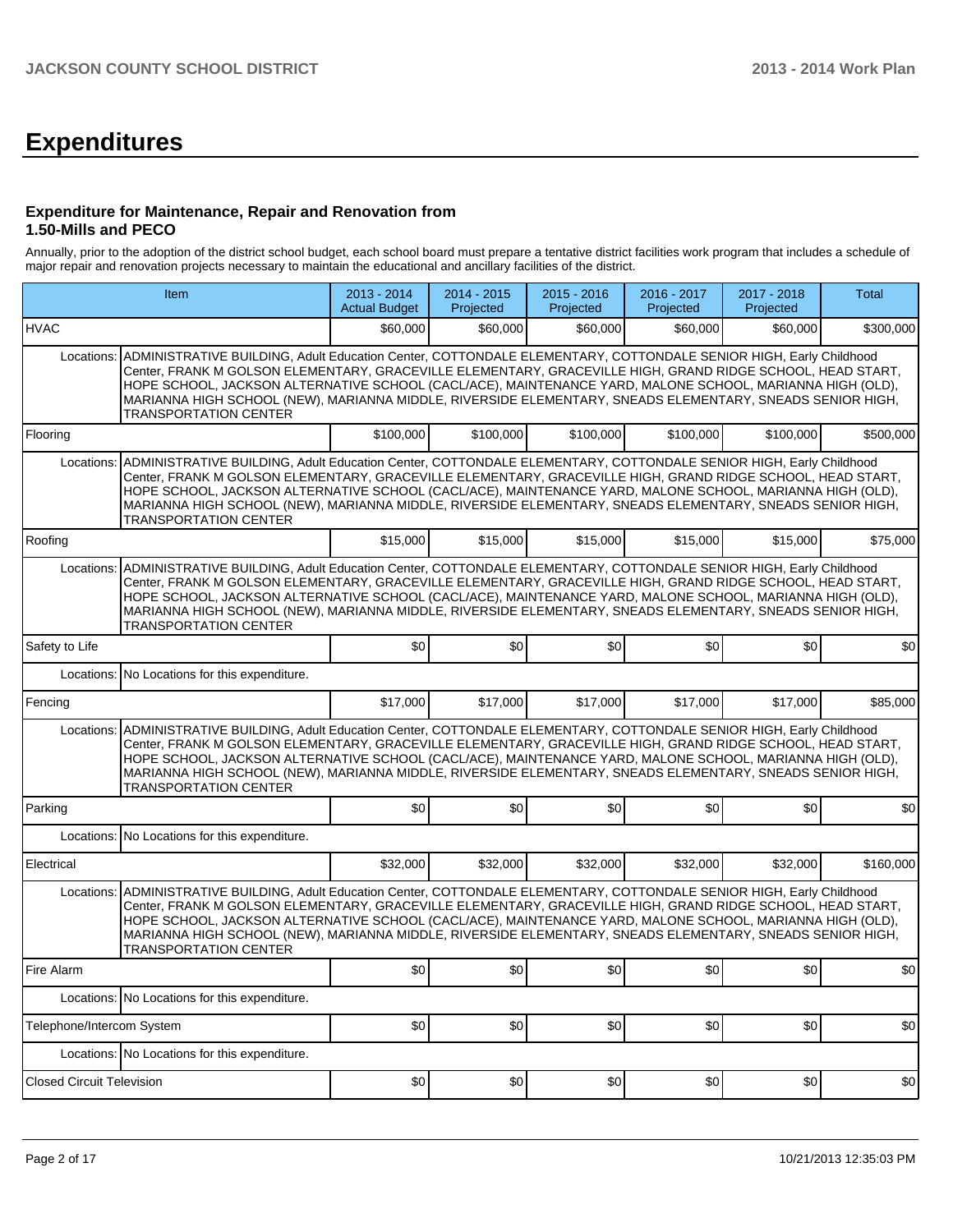# Expenditures

### Expenditure for Maintenance, Repair and Renovation from 1.50-Mills and PECO

Annually, prior to the adoption of the district school budget, each school board must prepare a tentative district facilities work program that includes a schedule of major repair and renovation projects necessary to maintain the educational and ancillary facilities of the district.

| Item | | 2013 - 2014 Actual Budget | 2014 - 2015 Projected | 2015 - 2016 Projected | 2016 - 2017 Projected | 2017 - 2018 Projected | Total |
|---|---|---|---|---|---|---|---|
| HVAC | | $60,000 | $60,000 | $60,000 | $60,000 | $60,000 | $300,000 |
| Locations: | ADMINISTRATIVE BUILDING, Adult Education Center, COTTONDALE ELEMENTARY, COTTONDALE SENIOR HIGH, Early Childhood Center, FRANK M GOLSON ELEMENTARY, GRACEVILLE ELEMENTARY, GRACEVILLE HIGH, GRAND RIDGE SCHOOL, HEAD START, HOPE SCHOOL, JACKSON ALTERNATIVE SCHOOL (CACL/ACE), MAINTENANCE YARD, MALONE SCHOOL, MARIANNA HIGH (OLD), MARIANNA HIGH SCHOOL (NEW), MARIANNA MIDDLE, RIVERSIDE ELEMENTARY, SNEADS ELEMENTARY, SNEADS SENIOR HIGH, TRANSPORTATION CENTER | | | | | | |
| Flooring | | $100,000 | $100,000 | $100,000 | $100,000 | $100,000 | $500,000 |
| Locations: | ADMINISTRATIVE BUILDING, Adult Education Center, COTTONDALE ELEMENTARY, COTTONDALE SENIOR HIGH, Early Childhood Center, FRANK M GOLSON ELEMENTARY, GRACEVILLE ELEMENTARY, GRACEVILLE HIGH, GRAND RIDGE SCHOOL, HEAD START, HOPE SCHOOL, JACKSON ALTERNATIVE SCHOOL (CACL/ACE), MAINTENANCE YARD, MALONE SCHOOL, MARIANNA HIGH (OLD), MARIANNA HIGH SCHOOL (NEW), MARIANNA MIDDLE, RIVERSIDE ELEMENTARY, SNEADS ELEMENTARY, SNEADS SENIOR HIGH, TRANSPORTATION CENTER | | | | | | |
| Roofing | | $15,000 | $15,000 | $15,000 | $15,000 | $15,000 | $75,000 |
| Locations: | ADMINISTRATIVE BUILDING, Adult Education Center, COTTONDALE ELEMENTARY, COTTONDALE SENIOR HIGH, Early Childhood Center, FRANK M GOLSON ELEMENTARY, GRACEVILLE ELEMENTARY, GRACEVILLE HIGH, GRAND RIDGE SCHOOL, HEAD START, HOPE SCHOOL, JACKSON ALTERNATIVE SCHOOL (CACL/ACE), MAINTENANCE YARD, MALONE SCHOOL, MARIANNA HIGH (OLD), MARIANNA HIGH SCHOOL (NEW), MARIANNA MIDDLE, RIVERSIDE ELEMENTARY, SNEADS ELEMENTARY, SNEADS SENIOR HIGH, TRANSPORTATION CENTER | | | | | | |
| Safety to Life | | $0 | $0 | $0 | $0 | $0 | $0 |
| Locations: | No Locations for this expenditure. | | | | | | |
| Fencing | | $17,000 | $17,000 | $17,000 | $17,000 | $17,000 | $85,000 |
| Locations: | ADMINISTRATIVE BUILDING, Adult Education Center, COTTONDALE ELEMENTARY, COTTONDALE SENIOR HIGH, Early Childhood Center, FRANK M GOLSON ELEMENTARY, GRACEVILLE ELEMENTARY, GRACEVILLE HIGH, GRAND RIDGE SCHOOL, HEAD START, HOPE SCHOOL, JACKSON ALTERNATIVE SCHOOL (CACL/ACE), MAINTENANCE YARD, MALONE SCHOOL, MARIANNA HIGH (OLD), MARIANNA HIGH SCHOOL (NEW), MARIANNA MIDDLE, RIVERSIDE ELEMENTARY, SNEADS ELEMENTARY, SNEADS SENIOR HIGH, TRANSPORTATION CENTER | | | | | | |
| Parking | | $0 | $0 | $0 | $0 | $0 | $0 |
| Locations: | No Locations for this expenditure. | | | | | | |
| Electrical | | $32,000 | $32,000 | $32,000 | $32,000 | $32,000 | $160,000 |
| Locations: | ADMINISTRATIVE BUILDING, Adult Education Center, COTTONDALE ELEMENTARY, COTTONDALE SENIOR HIGH, Early Childhood Center, FRANK M GOLSON ELEMENTARY, GRACEVILLE ELEMENTARY, GRACEVILLE HIGH, GRAND RIDGE SCHOOL, HEAD START, HOPE SCHOOL, JACKSON ALTERNATIVE SCHOOL (CACL/ACE), MAINTENANCE YARD, MALONE SCHOOL, MARIANNA HIGH (OLD), MARIANNA HIGH SCHOOL (NEW), MARIANNA MIDDLE, RIVERSIDE ELEMENTARY, SNEADS ELEMENTARY, SNEADS SENIOR HIGH, TRANSPORTATION CENTER | | | | | | |
| Fire Alarm | | $0 | $0 | $0 | $0 | $0 | $0 |
| Locations: | No Locations for this expenditure. | | | | | | |
| Telephone/Intercom System | | $0 | $0 | $0 | $0 | $0 | $0 |
| Locations: | No Locations for this expenditure. | | | | | | |
| Closed Circuit Television | | $0 | $0 | $0 | $0 | $0 | $0 |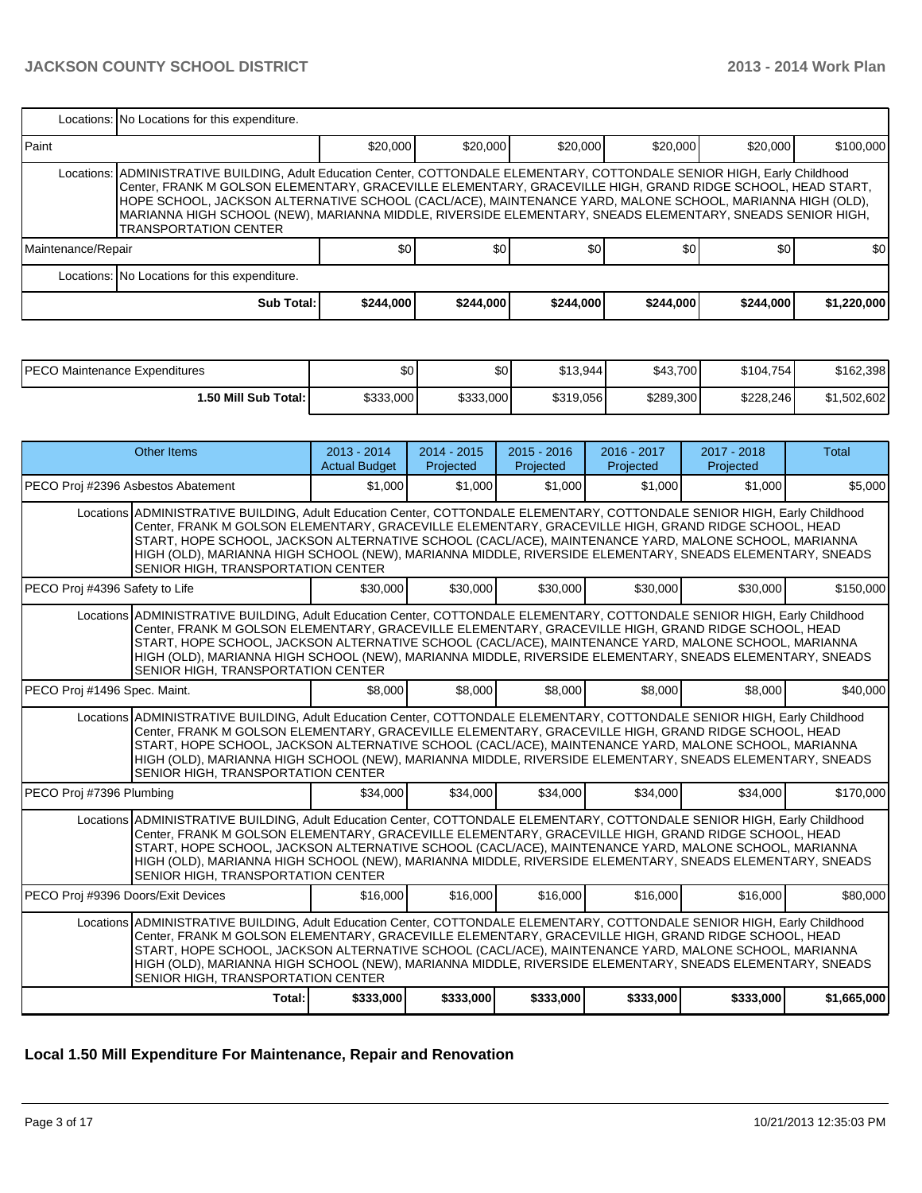| | | | | | | |
|---|---|---|---|---|---|---|
| Locations: | No Locations for this expenditure. | | | | | |
| Paint | $20,000 | $20,000 | $20,000 | $20,000 | $20,000 | $100,000 |
| Locations: | ADMINISTRATIVE BUILDING, Adult Education Center, COTTONDALE ELEMENTARY, COTTONDALE SENIOR HIGH, Early Childhood Center, FRANK M GOLSON ELEMENTARY, GRACEVILLE ELEMENTARY, GRACEVILLE HIGH, GRAND RIDGE SCHOOL, HEAD START, HOPE SCHOOL, JACKSON ALTERNATIVE SCHOOL (CACL/ACE), MAINTENANCE YARD, MALONE SCHOOL, MARIANNA HIGH (OLD), MARIANNA HIGH SCHOOL (NEW), MARIANNA MIDDLE, RIVERSIDE ELEMENTARY, SNEADS ELEMENTARY, SNEADS SENIOR HIGH, TRANSPORTATION CENTER | | | | | |
| Maintenance/Repair | $0 | $0 | $0 | $0 | $0 | $0 |
| Locations: | No Locations for this expenditure. | | | | | |
| **Sub Total:** | **$244,000** | **$244,000** | **$244,000** | **$244,000** | **$244,000** | **$1,220,000** |

| | | | | | | |
|---|---|---|---|---|---|---|
| PECO Maintenance Expenditures | $0 | $0 | $13,944 | $43,700 | $104,754 | $162,398 |
| **1.50 Mill Sub Total:** | $333,000 | $333,000 | $319,056 | $289,300 | $228,246 | $1,502,602 |

| Other Items | 2013 - 2014 Actual Budget | 2014 - 2015 Projected | 2015 - 2016 Projected | 2016 - 2017 Projected | 2017 - 2018 Projected | Total |
|---|---|---|---|---|---|---|
| PECO Proj #2396 Asbestos Abatement | $1,000 | $1,000 | $1,000 | $1,000 | $1,000 | $5,000 |
| Locations ADMINISTRATIVE BUILDING, Adult Education Center, COTTONDALE ELEMENTARY, COTTONDALE SENIOR HIGH, Early Childhood Center, FRANK M GOLSON ELEMENTARY, GRACEVILLE ELEMENTARY, GRACEVILLE HIGH, GRAND RIDGE SCHOOL, HEAD START, HOPE SCHOOL, JACKSON ALTERNATIVE SCHOOL (CACL/ACE), MAINTENANCE YARD, MALONE SCHOOL, MARIANNA HIGH (OLD), MARIANNA HIGH SCHOOL (NEW), MARIANNA MIDDLE, RIVERSIDE ELEMENTARY, SNEADS ELEMENTARY, SNEADS SENIOR HIGH, TRANSPORTATION CENTER | | | | | | |
| PECO Proj #4396 Safety to Life | $30,000 | $30,000 | $30,000 | $30,000 | $30,000 | $150,000 |
| Locations ADMINISTRATIVE BUILDING, Adult Education Center, COTTONDALE ELEMENTARY, COTTONDALE SENIOR HIGH, Early Childhood Center, FRANK M GOLSON ELEMENTARY, GRACEVILLE ELEMENTARY, GRACEVILLE HIGH, GRAND RIDGE SCHOOL, HEAD START, HOPE SCHOOL, JACKSON ALTERNATIVE SCHOOL (CACL/ACE), MAINTENANCE YARD, MALONE SCHOOL, MARIANNA HIGH (OLD), MARIANNA HIGH SCHOOL (NEW), MARIANNA MIDDLE, RIVERSIDE ELEMENTARY, SNEADS ELEMENTARY, SNEADS SENIOR HIGH, TRANSPORTATION CENTER | | | | | | |
| PECO Proj #1496 Spec. Maint. | $8,000 | $8,000 | $8,000 | $8,000 | $8,000 | $40,000 |
| Locations ADMINISTRATIVE BUILDING, Adult Education Center, COTTONDALE ELEMENTARY, COTTONDALE SENIOR HIGH, Early Childhood Center, FRANK M GOLSON ELEMENTARY, GRACEVILLE ELEMENTARY, GRACEVILLE HIGH, GRAND RIDGE SCHOOL, HEAD START, HOPE SCHOOL, JACKSON ALTERNATIVE SCHOOL (CACL/ACE), MAINTENANCE YARD, MALONE SCHOOL, MARIANNA HIGH (OLD), MARIANNA HIGH SCHOOL (NEW), MARIANNA MIDDLE, RIVERSIDE ELEMENTARY, SNEADS ELEMENTARY, SNEADS SENIOR HIGH, TRANSPORTATION CENTER | | | | | | |
| PECO Proj #7396 Plumbing | $34,000 | $34,000 | $34,000 | $34,000 | $34,000 | $170,000 |
| Locations ADMINISTRATIVE BUILDING, Adult Education Center, COTTONDALE ELEMENTARY, COTTONDALE SENIOR HIGH, Early Childhood Center, FRANK M GOLSON ELEMENTARY, GRACEVILLE ELEMENTARY, GRACEVILLE HIGH, GRAND RIDGE SCHOOL, HEAD START, HOPE SCHOOL, JACKSON ALTERNATIVE SCHOOL (CACL/ACE), MAINTENANCE YARD, MALONE SCHOOL, MARIANNA HIGH (OLD), MARIANNA HIGH SCHOOL (NEW), MARIANNA MIDDLE, RIVERSIDE ELEMENTARY, SNEADS ELEMENTARY, SNEADS SENIOR HIGH, TRANSPORTATION CENTER | | | | | | |
| PECO Proj #9396 Doors/Exit Devices | $16,000 | $16,000 | $16,000 | $16,000 | $16,000 | $80,000 |
| Locations ADMINISTRATIVE BUILDING, Adult Education Center, COTTONDALE ELEMENTARY, COTTONDALE SENIOR HIGH, Early Childhood Center, FRANK M GOLSON ELEMENTARY, GRACEVILLE ELEMENTARY, GRACEVILLE HIGH, GRAND RIDGE SCHOOL, HEAD START, HOPE SCHOOL, JACKSON ALTERNATIVE SCHOOL (CACL/ACE), MAINTENANCE YARD, MALONE SCHOOL, MARIANNA HIGH (OLD), MARIANNA HIGH SCHOOL (NEW), MARIANNA MIDDLE, RIVERSIDE ELEMENTARY, SNEADS ELEMENTARY, SNEADS SENIOR HIGH, TRANSPORTATION CENTER | | | | | | |
| **Total:** | **$333,000** | **$333,000** | **$333,000** | **$333,000** | **$333,000** | **$1,665,000** |

## Local 1.50 Mill Expenditure For Maintenance, Repair and Renovation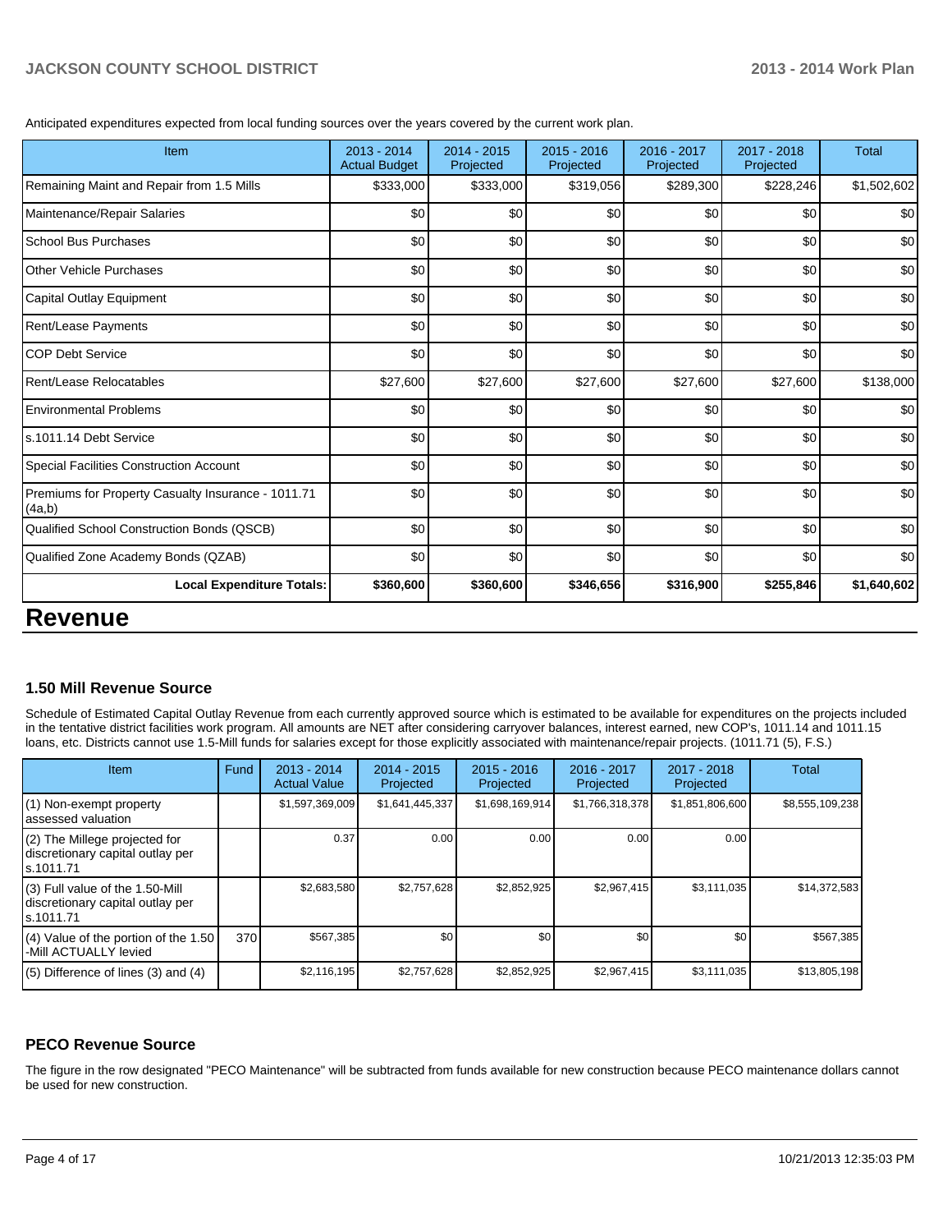Anticipated expenditures expected from local funding sources over the years covered by the current work plan.

| Item | 2013 - 2014 Actual Budget | 2014 - 2015 Projected | 2015 - 2016 Projected | 2016 - 2017 Projected | 2017 - 2018 Projected | Total |
|---|---|---|---|---|---|---|
| Remaining Maint and Repair from 1.5 Mills | $333,000 | $333,000 | $319,056 | $289,300 | $228,246 | $1,502,602 |
| Maintenance/Repair Salaries | $0 | $0 | $0 | $0 | $0 | $0 |
| School Bus Purchases | $0 | $0 | $0 | $0 | $0 | $0 |
| Other Vehicle Purchases | $0 | $0 | $0 | $0 | $0 | $0 |
| Capital Outlay Equipment | $0 | $0 | $0 | $0 | $0 | $0 |
| Rent/Lease Payments | $0 | $0 | $0 | $0 | $0 | $0 |
| COP Debt Service | $0 | $0 | $0 | $0 | $0 | $0 |
| Rent/Lease Relocatables | $27,600 | $27,600 | $27,600 | $27,600 | $27,600 | $138,000 |
| Environmental Problems | $0 | $0 | $0 | $0 | $0 | $0 |
| s.1011.14 Debt Service | $0 | $0 | $0 | $0 | $0 | $0 |
| Special Facilities Construction Account | $0 | $0 | $0 | $0 | $0 | $0 |
| Premiums for Property Casualty Insurance - 1011.71 (4a,b) | $0 | $0 | $0 | $0 | $0 | $0 |
| Qualified School Construction Bonds (QSCB) | $0 | $0 | $0 | $0 | $0 | $0 |
| Qualified Zone Academy Bonds (QZAB) | $0 | $0 | $0 | $0 | $0 | $0 |
| **Local Expenditure Totals:** | **$360,600** | **$360,600** | **$346,656** | **$316,900** | **$255,846** | **$1,640,602** |

# Revenue

### 1.50 Mill Revenue Source

Schedule of Estimated Capital Outlay Revenue from each currently approved source which is estimated to be available for expenditures on the projects included in the tentative district facilities work program. All amounts are NET after considering carryover balances, interest earned, new COP's, 1011.14 and 1011.15 loans, etc. Districts cannot use 1.5-Mill funds for salaries except for those explicitly associated with maintenance/repair projects. (1011.71 (5), F.S.)

| Item | Fund | 2013 - 2014 Actual Value | 2014 - 2015 Projected | 2015 - 2016 Projected | 2016 - 2017 Projected | 2017 - 2018 Projected | Total |
|---|---|---|---|---|---|---|---|
| (1) Non-exempt property assessed valuation | | $1,597,369,009 | $1,641,445,337 | $1,698,169,914 | $1,766,318,378 | $1,851,806,600 | $8,555,109,238 |
| (2) The Millege projected for discretionary capital outlay per s.1011.71 | | 0.37 | 0.00 | 0.00 | 0.00 | 0.00 | |
| (3) Full value of the 1.50-Mill discretionary capital outlay per s.1011.71 | | $2,683,580 | $2,757,628 | $2,852,925 | $2,967,415 | $3,111,035 | $14,372,583 |
| (4) Value of the portion of the 1.50 -Mill ACTUALLY levied | 370 | $567,385 | $0 | $0 | $0 | $0 | $567,385 |
| (5) Difference of lines (3) and (4) | | $2,116,195 | $2,757,628 | $2,852,925 | $2,967,415 | $3,111,035 | $13,805,198 |

### PECO Revenue Source

The figure in the row designated "PECO Maintenance" will be subtracted from funds available for new construction because PECO maintenance dollars cannot be used for new construction.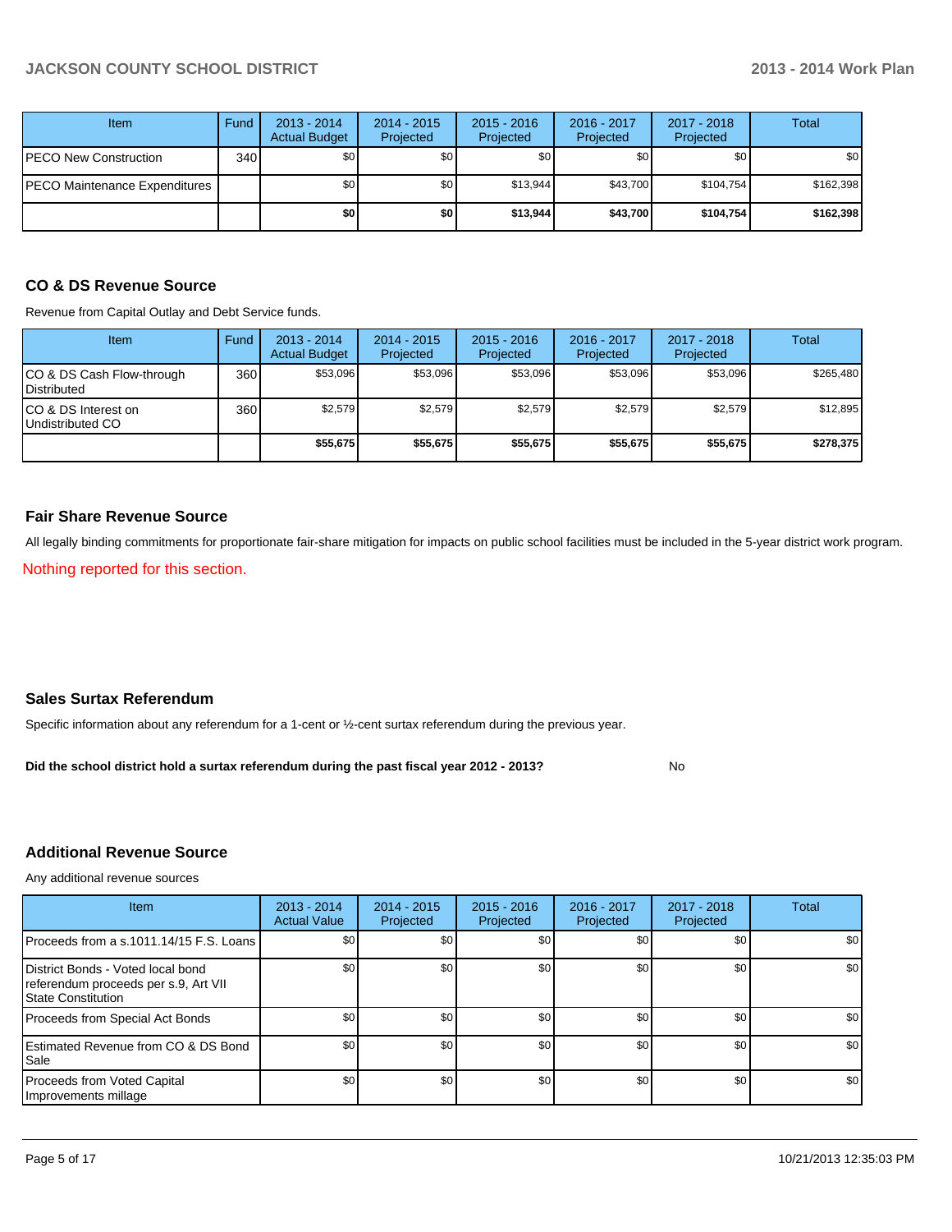| Item | Fund | 2013 - 2014 Actual Budget | 2014 - 2015 Projected | 2015 - 2016 Projected | 2016 - 2017 Projected | 2017 - 2018 Projected | Total |
|---|---|---|---|---|---|---|---|
| PECO New Construction | 340 | $0 | $0 | $0 | $0 | $0 | $0 |
| PECO Maintenance Expenditures | | $0 | $0 | $13,944 | $43,700 | $104,754 | $162,398 |
| | | **$0** | **$0** | **$13,944** | **$43,700** | **$104,754** | **$162,398** |

### CO & DS Revenue Source

Revenue from Capital Outlay and Debt Service funds.

| Item | Fund | 2013 - 2014 Actual Budget | 2014 - 2015 Projected | 2015 - 2016 Projected | 2016 - 2017 Projected | 2017 - 2018 Projected | Total |
|---|---|---|---|---|---|---|---|
| CO & DS Cash Flow-through Distributed | 360 | $53,096 | $53,096 | $53,096 | $53,096 | $53,096 | $265,480 |
| CO & DS Interest on Undistributed CO | 360 | $2,579 | $2,579 | $2,579 | $2,579 | $2,579 | $12,895 |
| | | **$55,675** | **$55,675** | **$55,675** | **$55,675** | **$55,675** | **$278,375** |

### Fair Share Revenue Source

All legally binding commitments for proportionate fair-share mitigation for impacts on public school facilities must be included in the 5-year district work program.

Nothing reported for this section.

### Sales Surtax Referendum

Specific information about any referendum for a 1-cent or ½-cent surtax referendum during the previous year.

**Did the school district hold a surtax referendum during the past fiscal year 2012 - 2013?** No

### Additional Revenue Source

Any additional revenue sources

| Item | 2013 - 2014 Actual Value | 2014 - 2015 Projected | 2015 - 2016 Projected | 2016 - 2017 Projected | 2017 - 2018 Projected | Total |
|---|---|---|---|---|---|---|
| Proceeds from a s.1011.14/15 F.S. Loans | $0 | $0 | $0 | $0 | $0 | $0 |
| District Bonds - Voted local bond referendum proceeds per s.9, Art VII State Constitution | $0 | $0 | $0 | $0 | $0 | $0 |
| Proceeds from Special Act Bonds | $0 | $0 | $0 | $0 | $0 | $0 |
| Estimated Revenue from CO & DS Bond Sale | $0 | $0 | $0 | $0 | $0 | $0 |
| Proceeds from Voted Capital Improvements millage | $0 | $0 | $0 | $0 | $0 | $0 |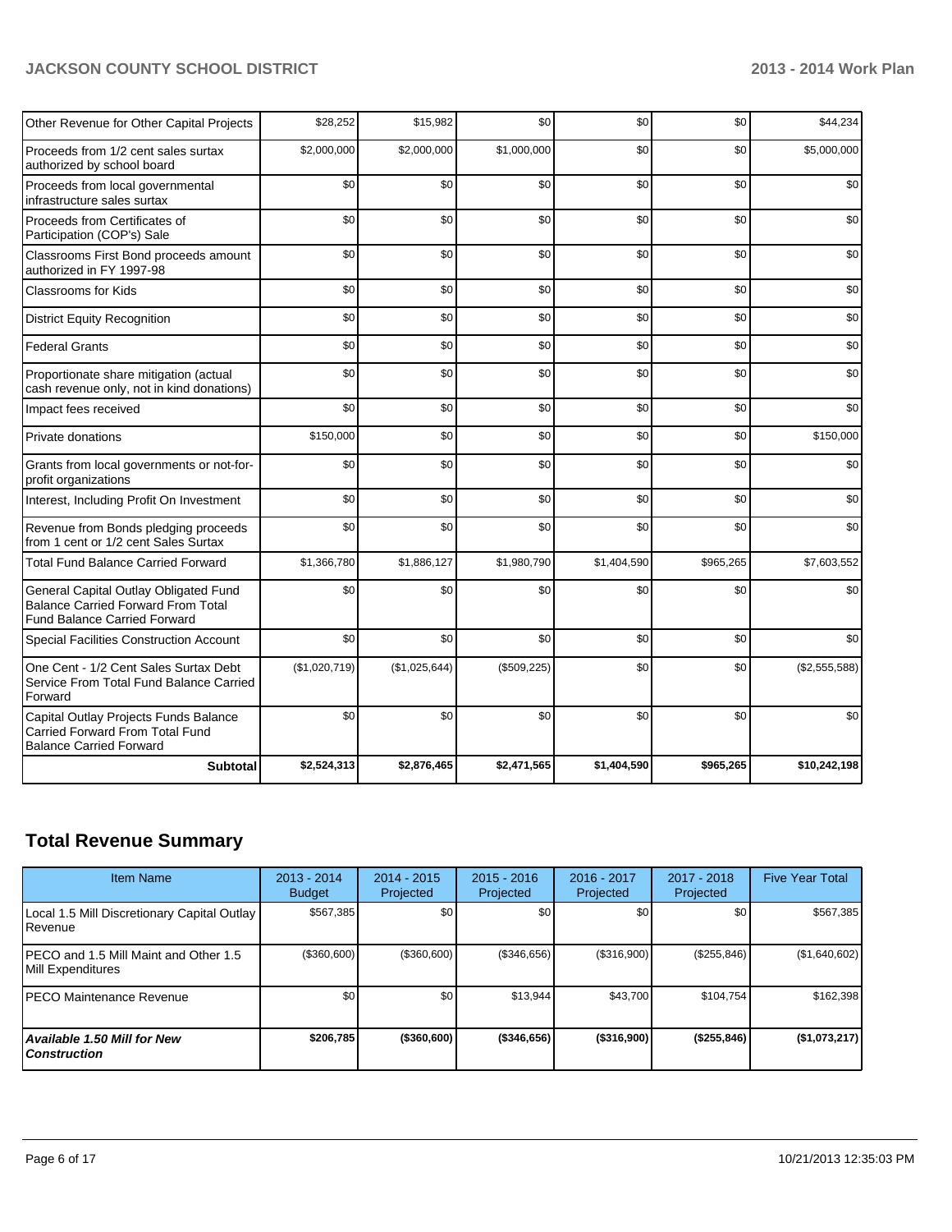| Other Revenue for Other Capital Projects | $28,252 | $15,982 | $0 | $0 | $0 | $44,234 |
|---|---|---|---|---|---|---|
| Proceeds from 1/2 cent sales surtax authorized by school board | $2,000,000 | $2,000,000 | $1,000,000 | $0 | $0 | $5,000,000 |
| Proceeds from local governmental infrastructure sales surtax | $0 | $0 | $0 | $0 | $0 | $0 |
| Proceeds from Certificates of Participation (COP's) Sale | $0 | $0 | $0 | $0 | $0 | $0 |
| Classrooms First Bond proceeds amount authorized in FY 1997-98 | $0 | $0 | $0 | $0 | $0 | $0 |
| Classrooms for Kids | $0 | $0 | $0 | $0 | $0 | $0 |
| District Equity Recognition | $0 | $0 | $0 | $0 | $0 | $0 |
| Federal Grants | $0 | $0 | $0 | $0 | $0 | $0 |
| Proportionate share mitigation (actual cash revenue only, not in kind donations) | $0 | $0 | $0 | $0 | $0 | $0 |
| Impact fees received | $0 | $0 | $0 | $0 | $0 | $0 |
| Private donations | $150,000 | $0 | $0 | $0 | $0 | $150,000 |
| Grants from local governments or not-for-profit organizations | $0 | $0 | $0 | $0 | $0 | $0 |
| Interest, Including Profit On Investment | $0 | $0 | $0 | $0 | $0 | $0 |
| Revenue from Bonds pledging proceeds from 1 cent or 1/2 cent Sales Surtax | $0 | $0 | $0 | $0 | $0 | $0 |
| Total Fund Balance Carried Forward | $1,366,780 | $1,886,127 | $1,980,790 | $1,404,590 | $965,265 | $7,603,552 |
| General Capital Outlay Obligated Fund Balance Carried Forward From Total Fund Balance Carried Forward | $0 | $0 | $0 | $0 | $0 | $0 |
| Special Facilities Construction Account | $0 | $0 | $0 | $0 | $0 | $0 |
| One Cent - 1/2 Cent Sales Surtax Debt Service From Total Fund Balance Carried Forward | ($1,020,719) | ($1,025,644) | ($509,225) | $0 | $0 | ($2,555,588) |
| Capital Outlay Projects Funds Balance Carried Forward From Total Fund Balance Carried Forward | $0 | $0 | $0 | $0 | $0 | $0 |
| **Subtotal** | **$2,524,313** | **$2,876,465** | **$2,471,565** | **$1,404,590** | **$965,265** | **$10,242,198** |

## Total Revenue Summary

| Item Name | 2013 - 2014 Budget | 2014 - 2015 Projected | 2015 - 2016 Projected | 2016 - 2017 Projected | 2017 - 2018 Projected | Five Year Total |
|---|---|---|---|---|---|---|
| Local 1.5 Mill Discretionary Capital Outlay Revenue | $567,385 | $0 | $0 | $0 | $0 | $567,385 |
| PECO and 1.5 Mill Maint and Other 1.5 Mill Expenditures | ($360,600) | ($360,600) | ($346,656) | ($316,900) | ($255,846) | ($1,640,602) |
| PECO Maintenance Revenue | $0 | $0 | $13,944 | $43,700 | $104,754 | $162,398 |
| ***Available 1.50 Mill for New Construction*** | **$206,785** | **($360,600)** | **($346,656)** | **($316,900)** | **($255,846)** | **($1,073,217)** |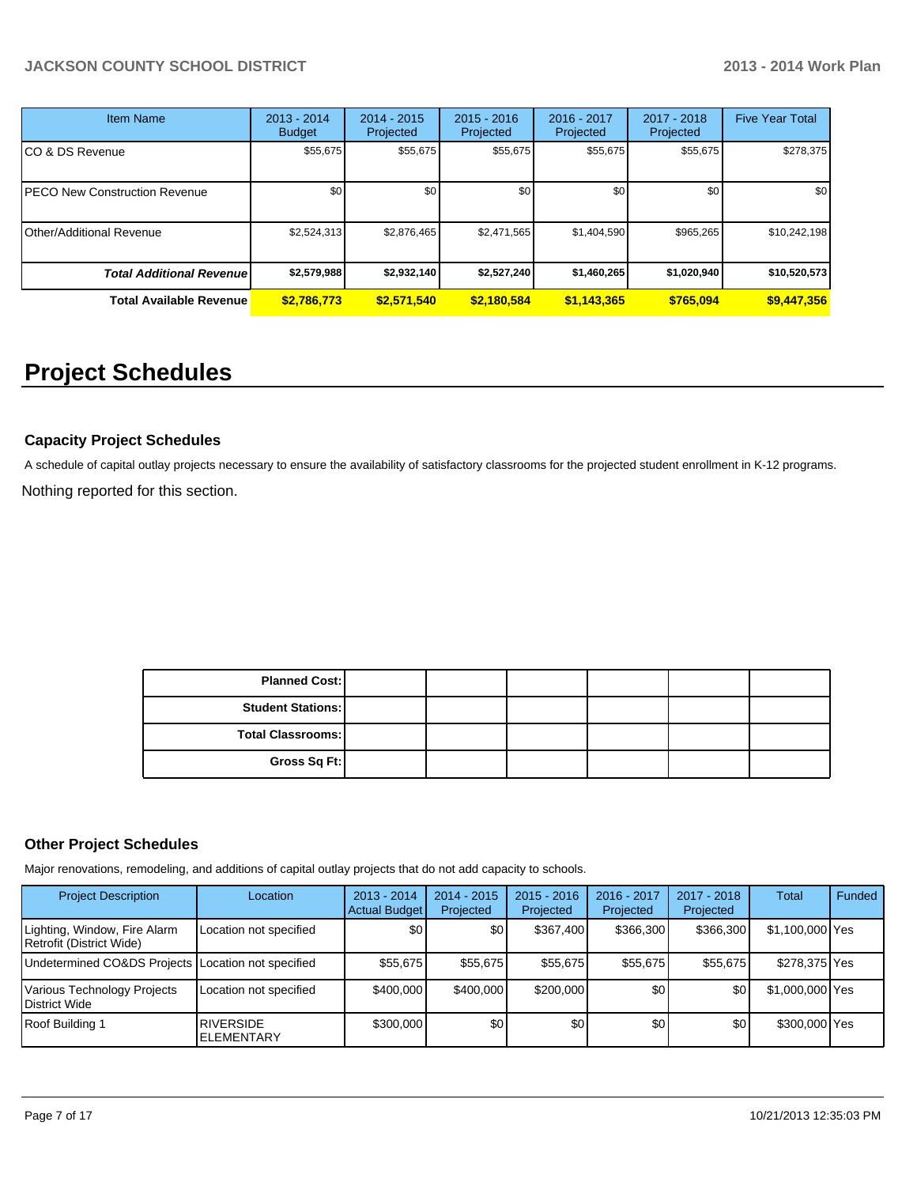| Item Name | 2013 - 2014 Budget | 2014 - 2015 Projected | 2015 - 2016 Projected | 2016 - 2017 Projected | 2017 - 2018 Projected | Five Year Total |
|---|---|---|---|---|---|---|
| CO & DS Revenue | $55,675 | $55,675 | $55,675 | $55,675 | $55,675 | $278,375 |
| PECO New Construction Revenue | $0 | $0 | $0 | $0 | $0 | $0 |
| Other/Additional Revenue | $2,524,313 | $2,876,465 | $2,471,565 | $1,404,590 | $965,265 | $10,242,198 |
| ***Total Additional Revenue*** | **$2,579,988** | **$2,932,140** | **$2,527,240** | **$1,460,265** | **$1,020,940** | **$10,520,573** |
| **Total Available Revenue** | **$2,786,773** | **$2,571,540** | **$2,180,584** | **$1,143,365** | **$765,094** | **$9,447,356** |

# Project Schedules

### Capacity Project Schedules

A schedule of capital outlay projects necessary to ensure the availability of satisfactory classrooms for the projected student enrollment in K-12 programs.

Nothing reported for this section.

| | | | | | |
|---|---|---|---|---|---|
| **Planned Cost:** | | | | | |
| **Student Stations:** | | | | | |
| **Total Classrooms:** | | | | | |
| **Gross Sq Ft:** | | | | | |

### Other Project Schedules

Major renovations, remodeling, and additions of capital outlay projects that do not add capacity to schools.

| Project Description | Location | 2013 - 2014 Actual Budget | 2014 - 2015 Projected | 2015 - 2016 Projected | 2016 - 2017 Projected | 2017 - 2018 Projected | Total | Funded |
|---|---|---|---|---|---|---|---|---|
| Lighting, Window, Fire Alarm Retrofit (District Wide) | Location not specified | $0 | $0 | $367,400 | $366,300 | $366,300 | $1,100,000 | Yes |
| Undetermined CO&DS Projects | Location not specified | $55,675 | $55,675 | $55,675 | $55,675 | $55,675 | $278,375 | Yes |
| Various Technology Projects District Wide | Location not specified | $400,000 | $400,000 | $200,000 | $0 | $0 | $1,000,000 | Yes |
| Roof Building 1 | RIVERSIDE ELEMENTARY | $300,000 | $0 | $0 | $0 | $0 | $300,000 | Yes |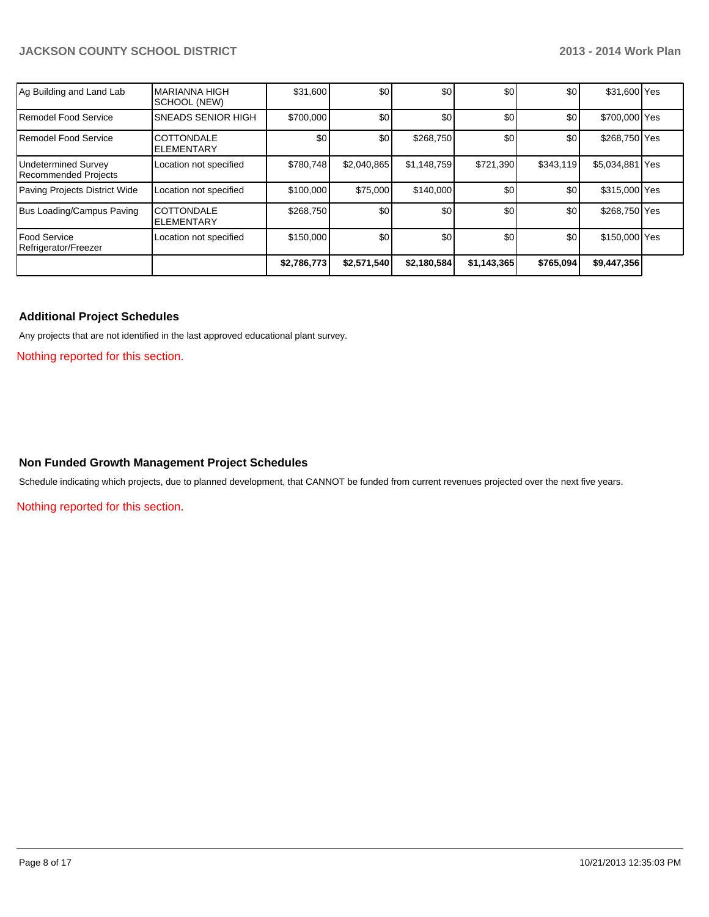| | | | | | | | | |
|---|---|---|---|---|---|---|---|---|
| Ag Building and Land Lab | MARIANNA HIGH SCHOOL (NEW) | $31,600 | $0 | $0 | $0 | $0 | $31,600 | Yes |
| Remodel Food Service | SNEADS SENIOR HIGH | $700,000 | $0 | $0 | $0 | $0 | $700,000 | Yes |
| Remodel Food Service | COTTONDALE ELEMENTARY | $0 | $0 | $268,750 | $0 | $0 | $268,750 | Yes |
| Undetermined Survey Recommended Projects | Location not specified | $780,748 | $2,040,865 | $1,148,759 | $721,390 | $343,119 | $5,034,881 | Yes |
| Paving Projects District Wide | Location not specified | $100,000 | $75,000 | $140,000 | $0 | $0 | $315,000 | Yes |
| Bus Loading/Campus Paving | COTTONDALE ELEMENTARY | $268,750 | $0 | $0 | $0 | $0 | $268,750 | Yes |
| Food Service Refrigerator/Freezer | Location not specified | $150,000 | $0 | $0 | $0 | $0 | $150,000 | Yes |
| | | **$2,786,773** | **$2,571,540** | **$2,180,584** | **$1,143,365** | **$765,094** | **$9,447,356** | |

## Additional Project Schedules

Any projects that are not identified in the last approved educational plant survey.

Nothing reported for this section.

## Non Funded Growth Management Project Schedules

Schedule indicating which projects, due to planned development, that CANNOT be funded from current revenues projected over the next five years.

Nothing reported for this section.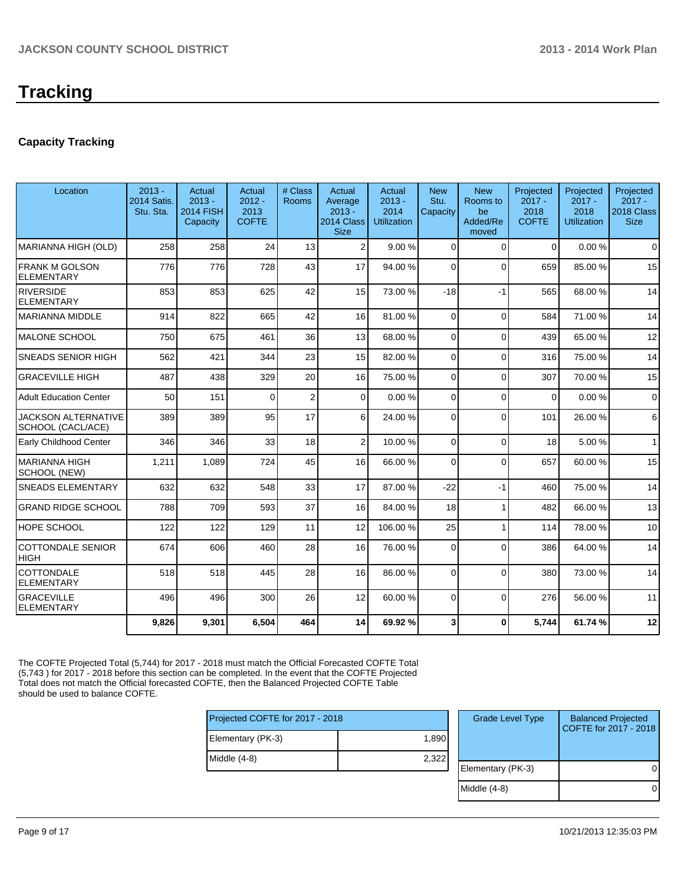# Tracking

### Capacity Tracking

| Location | 2013 - 2014 Satis. Stu. Sta. | Actual 2013 - 2014 FISH Capacity | Actual 2012 - 2013 COFTE | # Class Rooms | Actual Average 2013 - 2014 Class Size | Actual 2013 - 2014 Utilization | New Stu. Capacity | New Rooms to be Added/Removed | Projected 2017 - 2018 COFTE | Projected 2017 - 2018 Utilization | Projected 2017 - 2018 Class Size |
|---|---|---|---|---|---|---|---|---|---|---|---|
| MARIANNA HIGH (OLD) | 258 | 258 | 24 | 13 | 2 | 9.00 % | 0 | 0 | 0 | 0.00 % | 0 |
| FRANK M GOLSON ELEMENTARY | 776 | 776 | 728 | 43 | 17 | 94.00 % | 0 | 0 | 659 | 85.00 % | 15 |
| RIVERSIDE ELEMENTARY | 853 | 853 | 625 | 42 | 15 | 73.00 % | -18 | -1 | 565 | 68.00 % | 14 |
| MARIANNA MIDDLE | 914 | 822 | 665 | 42 | 16 | 81.00 % | 0 | 0 | 584 | 71.00 % | 14 |
| MALONE SCHOOL | 750 | 675 | 461 | 36 | 13 | 68.00 % | 0 | 0 | 439 | 65.00 % | 12 |
| SNEADS SENIOR HIGH | 562 | 421 | 344 | 23 | 15 | 82.00 % | 0 | 0 | 316 | 75.00 % | 14 |
| GRACEVILLE HIGH | 487 | 438 | 329 | 20 | 16 | 75.00 % | 0 | 0 | 307 | 70.00 % | 15 |
| Adult Education Center | 50 | 151 | 0 | 2 | 0 | 0.00 % | 0 | 0 | 0 | 0.00 % | 0 |
| JACKSON ALTERNATIVE SCHOOL (CACL/ACE) | 389 | 389 | 95 | 17 | 6 | 24.00 % | 0 | 0 | 101 | 26.00 % | 6 |
| Early Childhood Center | 346 | 346 | 33 | 18 | 2 | 10.00 % | 0 | 0 | 18 | 5.00 % | 1 |
| MARIANNA HIGH SCHOOL (NEW) | 1,211 | 1,089 | 724 | 45 | 16 | 66.00 % | 0 | 0 | 657 | 60.00 % | 15 |
| SNEADS ELEMENTARY | 632 | 632 | 548 | 33 | 17 | 87.00 % | -22 | -1 | 460 | 75.00 % | 14 |
| GRAND RIDGE SCHOOL | 788 | 709 | 593 | 37 | 16 | 84.00 % | 18 | 1 | 482 | 66.00 % | 13 |
| HOPE SCHOOL | 122 | 122 | 129 | 11 | 12 | 106.00 % | 25 | 1 | 114 | 78.00 % | 10 |
| COTTONDALE SENIOR HIGH | 674 | 606 | 460 | 28 | 16 | 76.00 % | 0 | 0 | 386 | 64.00 % | 14 |
| COTTONDALE ELEMENTARY | 518 | 518 | 445 | 28 | 16 | 86.00 % | 0 | 0 | 380 | 73.00 % | 14 |
| GRACEVILLE ELEMENTARY | 496 | 496 | 300 | 26 | 12 | 60.00 % | 0 | 0 | 276 | 56.00 % | 11 |
| | **9,826** | **9,301** | **6,504** | **464** | **14** | **69.92 %** | **3** | **0** | **5,744** | **61.74 %** | **12** |

The COFTE Projected Total (5,744) for 2017 - 2018 must match the Official Forecasted COFTE Total (5,743 ) for 2017 - 2018 before this section can be completed. In the event that the COFTE Projected Total does not match the Official forecasted COFTE, then the Balanced Projected COFTE Table should be used to balance COFTE.

| Projected COFTE for 2017 - 2018 | |
|---|---|
| Elementary (PK-3) | 1,890 |
| Middle (4-8) | 2,322 |

| Grade Level Type | Balanced Projected COFTE for 2017 - 2018 |
|---|---|
| Elementary (PK-3) | 0 |
| Middle (4-8) | 0 |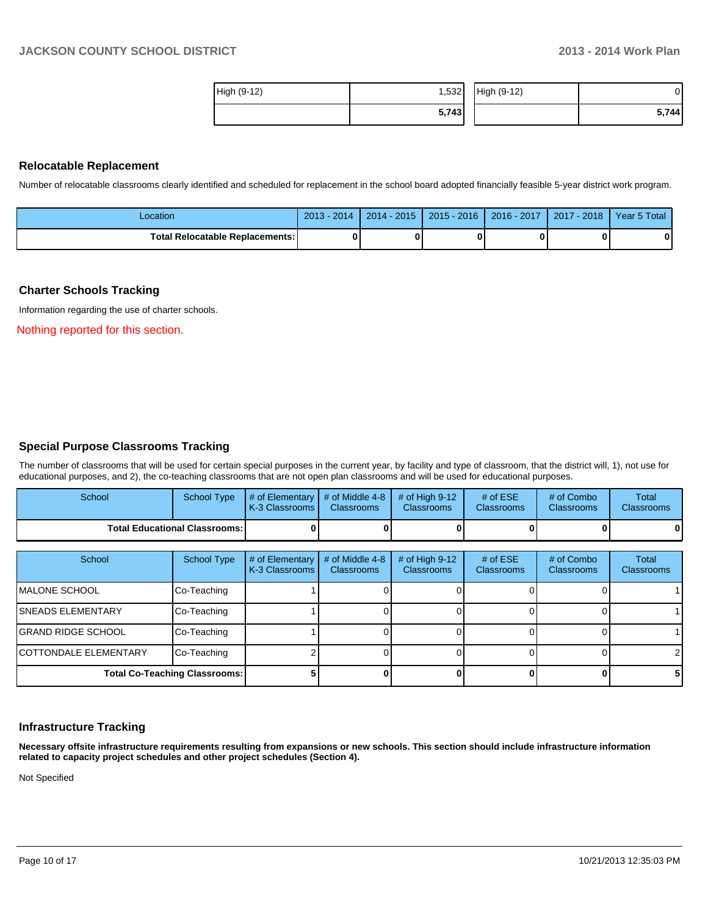| High (9-12) | 1,532 |
| --- | --- |
| | **5,743** |

| High (9-12) | 0 |
| --- | --- |
| | **5,744** |

## Relocatable Replacement

Number of relocatable classrooms clearly identified and scheduled for replacement in the school board adopted financially feasible 5-year district work program.

| Location | 2013 - 2014 | 2014 - 2015 | 2015 - 2016 | 2016 - 2017 | 2017 - 2018 | Year 5 Total |
| --- | --- | --- | --- | --- | --- | --- |
| **Total Relocatable Replacements:** | **0** | **0** | **0** | **0** | **0** | **0** |

## Charter Schools Tracking

Information regarding the use of charter schools.

Nothing reported for this section.

## Special Purpose Classrooms Tracking

The number of classrooms that will be used for certain special purposes in the current year, by facility and type of classroom, that the district will, 1), not use for educational purposes, and 2), the co-teaching classrooms that are not open plan classrooms and will be used for educational purposes.

| School | School Type | # of Elementary K-3 Classrooms | # of Middle 4-8 Classrooms | # of High 9-12 Classrooms | # of ESE Classrooms | # of Combo Classrooms | Total Classrooms |
| --- | --- | --- | --- | --- | --- | --- | --- |
| **Total Educational Classrooms:** | | **0** | **0** | **0** | **0** | **0** | **0** |

| School | School Type | # of Elementary K-3 Classrooms | # of Middle 4-8 Classrooms | # of High 9-12 Classrooms | # of ESE Classrooms | # of Combo Classrooms | Total Classrooms |
| --- | --- | --- | --- | --- | --- | --- | --- |
| MALONE SCHOOL | Co-Teaching | 1 | 0 | 0 | 0 | 0 | 1 |
| SNEADS ELEMENTARY | Co-Teaching | 1 | 0 | 0 | 0 | 0 | 1 |
| GRAND RIDGE SCHOOL | Co-Teaching | 1 | 0 | 0 | 0 | 0 | 1 |
| COTTONDALE ELEMENTARY | Co-Teaching | 2 | 0 | 0 | 0 | 0 | 2 |
| **Total Co-Teaching Classrooms:** | | **5** | **0** | **0** | **0** | **0** | **5** |

## Infrastructure Tracking

**Necessary offsite infrastructure requirements resulting from expansions or new schools. This section should include infrastructure information related to capacity project schedules and other project schedules (Section 4).**

Not Specified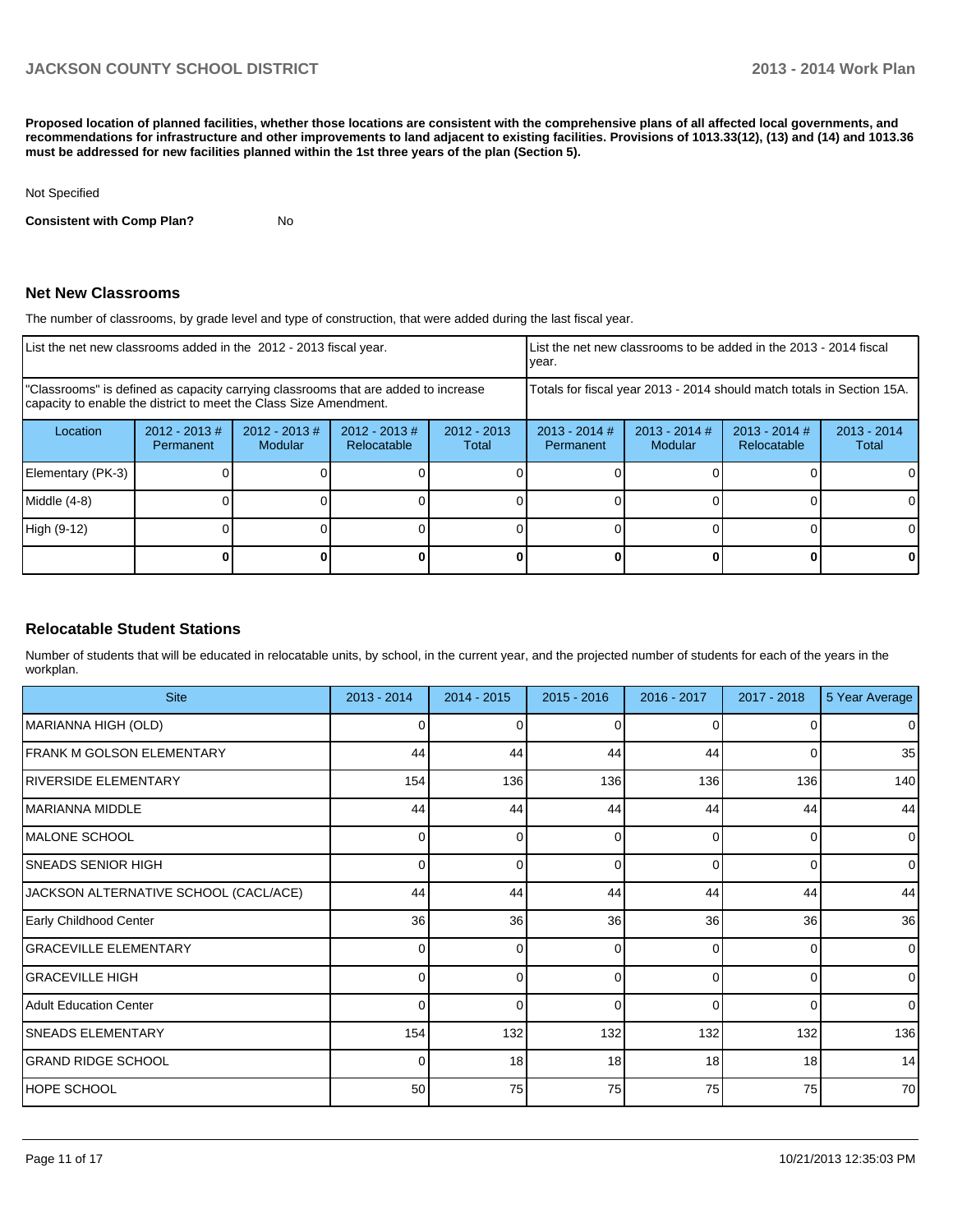**Proposed location of planned facilities, whether those locations are consistent with the comprehensive plans of all affected local governments, and recommendations for infrastructure and other improvements to land adjacent to existing facilities. Provisions of 1013.33(12), (13) and (14) and 1013.36 must be addressed for new facilities planned within the 1st three years of the plan (Section 5).**

Not Specified

**Consistent with Comp Plan?** No

## Net New Classrooms

The number of classrooms, by grade level and type of construction, that were added during the last fiscal year.

| List the net new classrooms added in the 2012 - 2013 fiscal year. | | | | | List the net new classrooms to be added in the 2013 - 2014 fiscal year. | | | |
|---|---|---|---|---|---|---|---|---|
| "Classrooms" is defined as capacity carrying classrooms that are added to increase capacity to enable the district to meet the Class Size Amendment. | | | | | Totals for fiscal year 2013 - 2014 should match totals in Section 15A. | | | |
| Location | 2012 - 2013 # Permanent | 2012 - 2013 # Modular | 2012 - 2013 # Relocatable | 2012 - 2013 Total | 2013 - 2014 # Permanent | 2013 - 2014 # Modular | 2013 - 2014 # Relocatable | 2013 - 2014 Total |
| Elementary (PK-3) | 0 | 0 | 0 | 0 | 0 | 0 | 0 | 0 |
| Middle (4-8) | 0 | 0 | 0 | 0 | 0 | 0 | 0 | 0 |
| High (9-12) | 0 | 0 | 0 | 0 | 0 | 0 | 0 | 0 |
| | **0** | **0** | **0** | **0** | **0** | **0** | **0** | **0** |

## Relocatable Student Stations

Number of students that will be educated in relocatable units, by school, in the current year, and the projected number of students for each of the years in the workplan.

| Site | 2013 - 2014 | 2014 - 2015 | 2015 - 2016 | 2016 - 2017 | 2017 - 2018 | 5 Year Average |
|---|---|---|---|---|---|---|
| MARIANNA HIGH (OLD) | 0 | 0 | 0 | 0 | 0 | 0 |
| FRANK M GOLSON ELEMENTARY | 44 | 44 | 44 | 44 | 0 | 35 |
| RIVERSIDE ELEMENTARY | 154 | 136 | 136 | 136 | 136 | 140 |
| MARIANNA MIDDLE | 44 | 44 | 44 | 44 | 44 | 44 |
| MALONE SCHOOL | 0 | 0 | 0 | 0 | 0 | 0 |
| SNEADS SENIOR HIGH | 0 | 0 | 0 | 0 | 0 | 0 |
| JACKSON ALTERNATIVE SCHOOL (CACL/ACE) | 44 | 44 | 44 | 44 | 44 | 44 |
| Early Childhood Center | 36 | 36 | 36 | 36 | 36 | 36 |
| GRACEVILLE ELEMENTARY | 0 | 0 | 0 | 0 | 0 | 0 |
| GRACEVILLE HIGH | 0 | 0 | 0 | 0 | 0 | 0 |
| Adult Education Center | 0 | 0 | 0 | 0 | 0 | 0 |
| SNEADS ELEMENTARY | 154 | 132 | 132 | 132 | 132 | 136 |
| GRAND RIDGE SCHOOL | 0 | 18 | 18 | 18 | 18 | 14 |
| HOPE SCHOOL | 50 | 75 | 75 | 75 | 75 | 70 |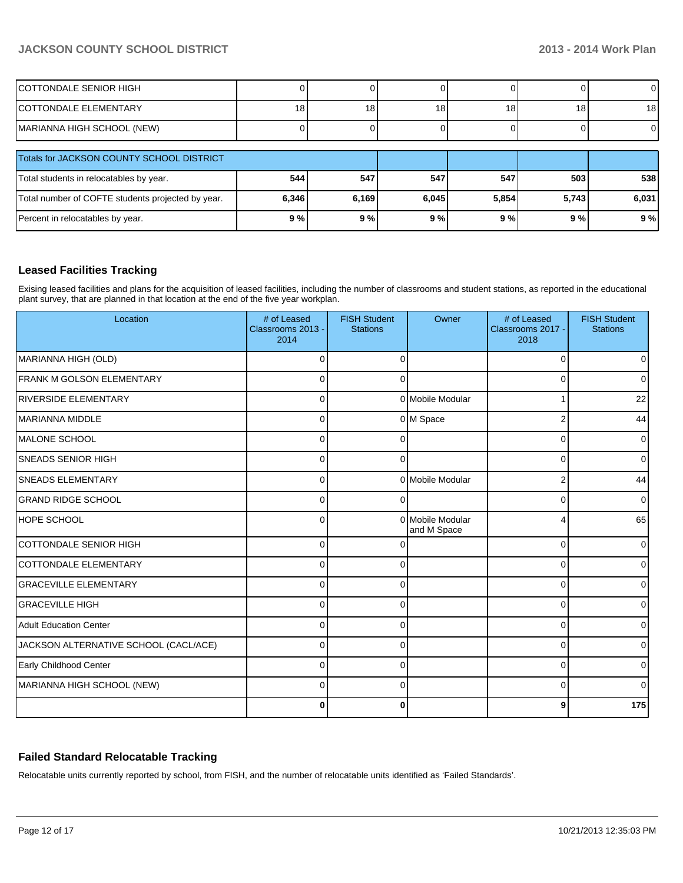| | | | | | | |
|---|---|---|---|---|---|---|
| COTTONDALE SENIOR HIGH | 0 | 0 | 0 | 0 | 0 | 0 |
| COTTONDALE ELEMENTARY | 18 | 18 | 18 | 18 | 18 | 18 |
| MARIANNA HIGH SCHOOL (NEW) | 0 | 0 | 0 | 0 | 0 | 0 |

| Totals for JACKSON COUNTY SCHOOL DISTRICT | | | | | | |
|---|---|---|---|---|---|---|
| Total students in relocatables by year. | **544** | **547** | **547** | **547** | **503** | **538** |
| Total number of COFTE students projected by year. | **6,346** | **6,169** | **6,045** | **5,854** | **5,743** | **6,031** |
| Percent in relocatables by year. | **9 %** | **9 %** | **9 %** | **9 %** | **9 %** | **9 %** |

## Leased Facilities Tracking

Exising leased facilities and plans for the acquisition of leased facilities, including the number of classrooms and student stations, as reported in the educational plant survey, that are planned in that location at the end of the five year workplan.

| Location | # of Leased Classrooms 2013 - 2014 | FISH Student Stations | Owner | # of Leased Classrooms 2017 - 2018 | FISH Student Stations |
|---|---|---|---|---|---|
| MARIANNA HIGH (OLD) | 0 | 0 | | 0 | 0 |
| FRANK M GOLSON ELEMENTARY | 0 | 0 | | 0 | 0 |
| RIVERSIDE ELEMENTARY | 0 | 0 | Mobile Modular | 1 | 22 |
| MARIANNA MIDDLE | 0 | 0 | M Space | 2 | 44 |
| MALONE SCHOOL | 0 | 0 | | 0 | 0 |
| SNEADS SENIOR HIGH | 0 | 0 | | 0 | 0 |
| SNEADS ELEMENTARY | 0 | 0 | Mobile Modular | 2 | 44 |
| GRAND RIDGE SCHOOL | 0 | 0 | | 0 | 0 |
| HOPE SCHOOL | 0 | 0 | Mobile Modular and M Space | 4 | 65 |
| COTTONDALE SENIOR HIGH | 0 | 0 | | 0 | 0 |
| COTTONDALE ELEMENTARY | 0 | 0 | | 0 | 0 |
| GRACEVILLE ELEMENTARY | 0 | 0 | | 0 | 0 |
| GRACEVILLE HIGH | 0 | 0 | | 0 | 0 |
| Adult Education Center | 0 | 0 | | 0 | 0 |
| JACKSON ALTERNATIVE SCHOOL (CACL/ACE) | 0 | 0 | | 0 | 0 |
| Early Childhood Center | 0 | 0 | | 0 | 0 |
| MARIANNA HIGH SCHOOL (NEW) | 0 | 0 | | 0 | 0 |
| | **0** | **0** | | **9** | **175** |

## Failed Standard Relocatable Tracking

Relocatable units currently reported by school, from FISH, and the number of relocatable units identified as 'Failed Standards'.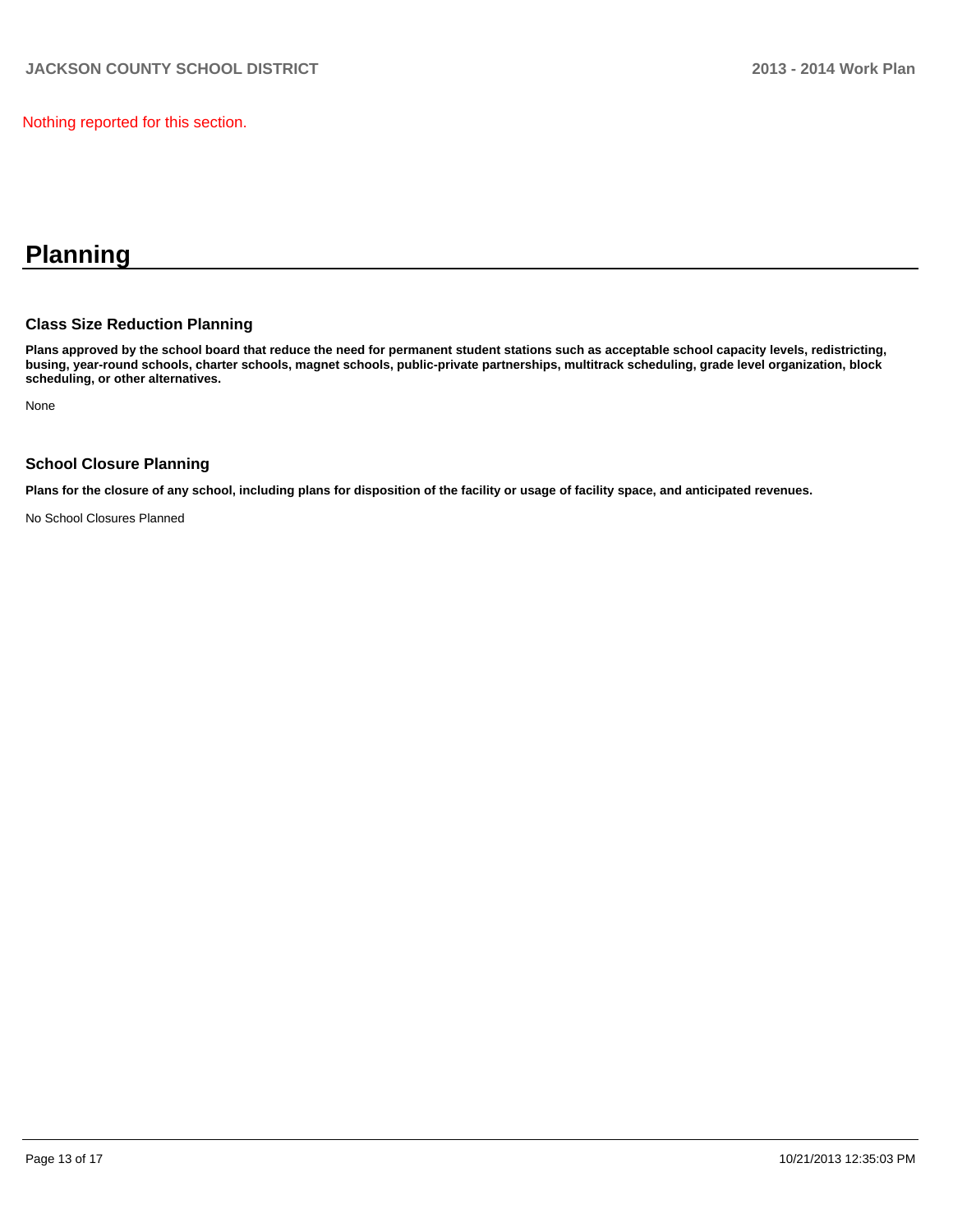Nothing reported for this section.

# Planning

## Class Size Reduction Planning

**Plans approved by the school board that reduce the need for permanent student stations such as acceptable school capacity levels, redistricting, busing, year-round schools, charter schools, magnet schools, public-private partnerships, multitrack scheduling, grade level organization, block scheduling, or other alternatives.**

None

## School Closure Planning

**Plans for the closure of any school, including plans for disposition of the facility or usage of facility space, and anticipated revenues.**

No School Closures Planned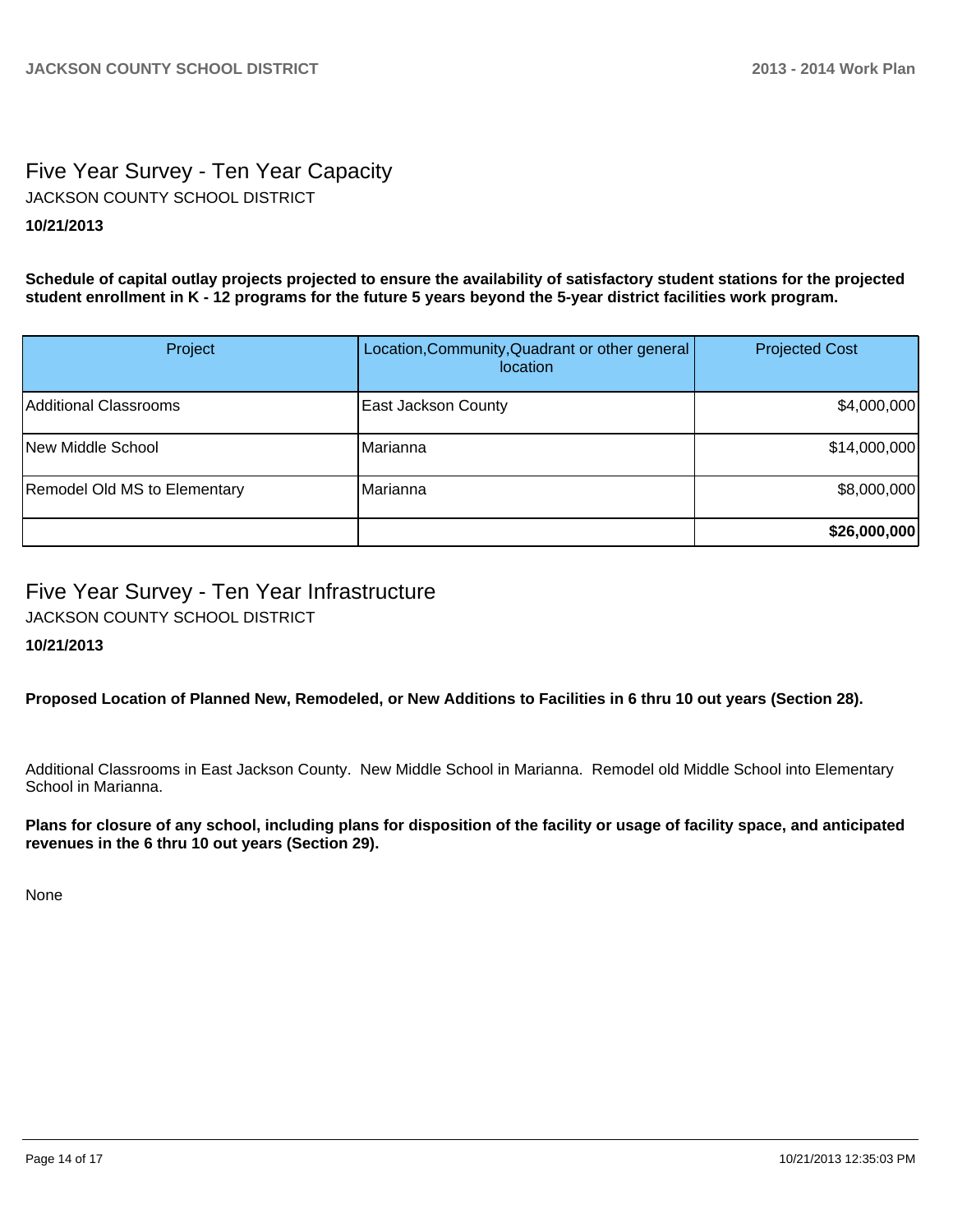# Five Year Survey - Ten Year Capacity

JACKSON COUNTY SCHOOL DISTRICT

**10/21/2013**

**Schedule of capital outlay projects projected to ensure the availability of satisfactory student stations for the projected student enrollment in K - 12 programs for the future 5 years beyond the 5-year district facilities work program.**

| Project | Location,Community,Quadrant or other general location | Projected Cost |
|---|---|---|
| Additional Classrooms | East Jackson County | $4,000,000 |
| New Middle School | Marianna | $14,000,000 |
| Remodel Old MS to Elementary | Marianna | $8,000,000 |
| | | **$26,000,000** |

# Five Year Survey - Ten Year Infrastructure

JACKSON COUNTY SCHOOL DISTRICT

**10/21/2013**

**Proposed Location of Planned New, Remodeled, or New Additions to Facilities in 6 thru 10 out years (Section 28).**

Additional Classrooms in East Jackson County. New Middle School in Marianna. Remodel old Middle School into Elementary School in Marianna.

**Plans for closure of any school, including plans for disposition of the facility or usage of facility space, and anticipated revenues in the 6 thru 10 out years (Section 29).**

None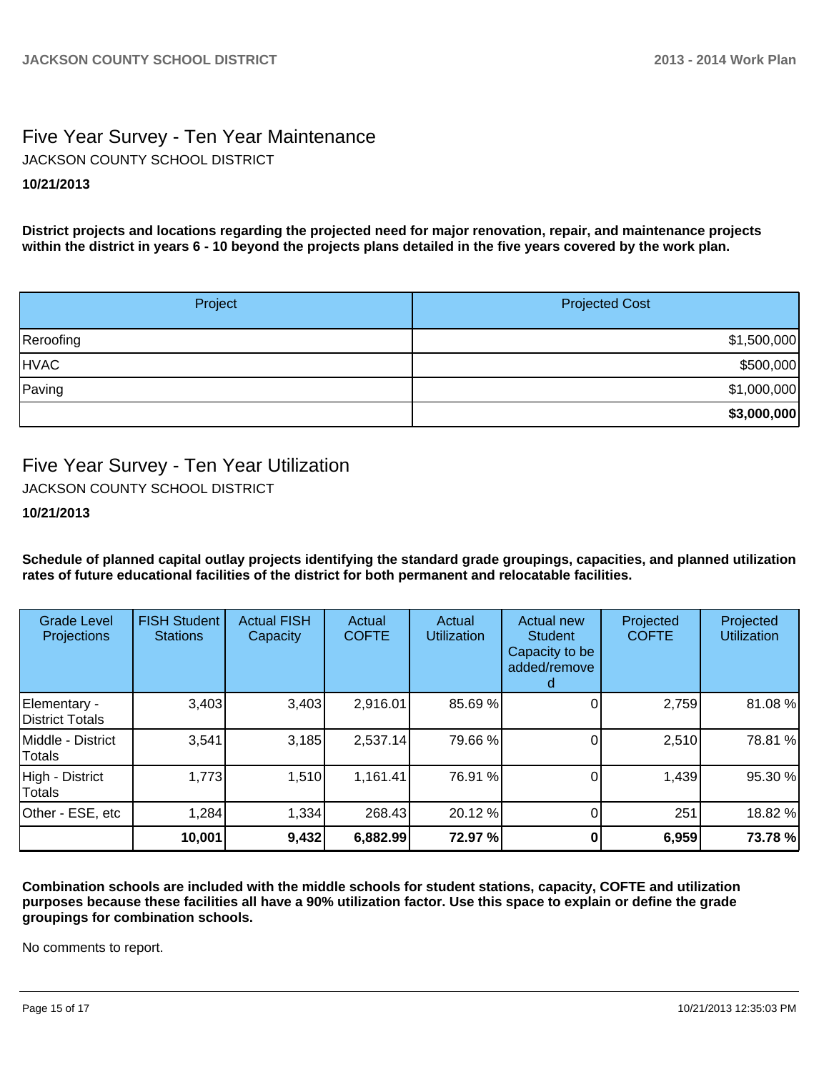## Five Year Survey - Ten Year Maintenance

JACKSON COUNTY SCHOOL DISTRICT

**10/21/2013**

**District projects and locations regarding the projected need for major renovation, repair, and maintenance projects within the district in years 6 - 10 beyond the projects plans detailed in the five years covered by the work plan.**

| Project | Projected Cost |
|---|---|
| Reroofing | $1,500,000 |
| HVAC | $500,000 |
| Paving | $1,000,000 |
| | **$3,000,000** |

## Five Year Survey - Ten Year Utilization

JACKSON COUNTY SCHOOL DISTRICT

**10/21/2013**

**Schedule of planned capital outlay projects identifying the standard grade groupings, capacities, and planned utilization rates of future educational facilities of the district for both permanent and relocatable facilities.**

| Grade Level Projections | FISH Student Stations | Actual FISH Capacity | Actual COFTE | Actual Utilization | Actual new Student Capacity to be added/removed | Projected COFTE | Projected Utilization |
|---|---|---|---|---|---|---|---|
| Elementary - District Totals | 3,403 | 3,403 | 2,916.01 | 85.69 % | 0 | 2,759 | 81.08 % |
| Middle - District Totals | 3,541 | 3,185 | 2,537.14 | 79.66 % | 0 | 2,510 | 78.81 % |
| High - District Totals | 1,773 | 1,510 | 1,161.41 | 76.91 % | 0 | 1,439 | 95.30 % |
| Other - ESE, etc | 1,284 | 1,334 | 268.43 | 20.12 % | 0 | 251 | 18.82 % |
| | **10,001** | **9,432** | **6,882.99** | **72.97 %** | **0** | **6,959** | **73.78 %** |

**Combination schools are included with the middle schools for student stations, capacity, COFTE and utilization purposes because these facilities all have a 90% utilization factor. Use this space to explain or define the grade groupings for combination schools.**

No comments to report.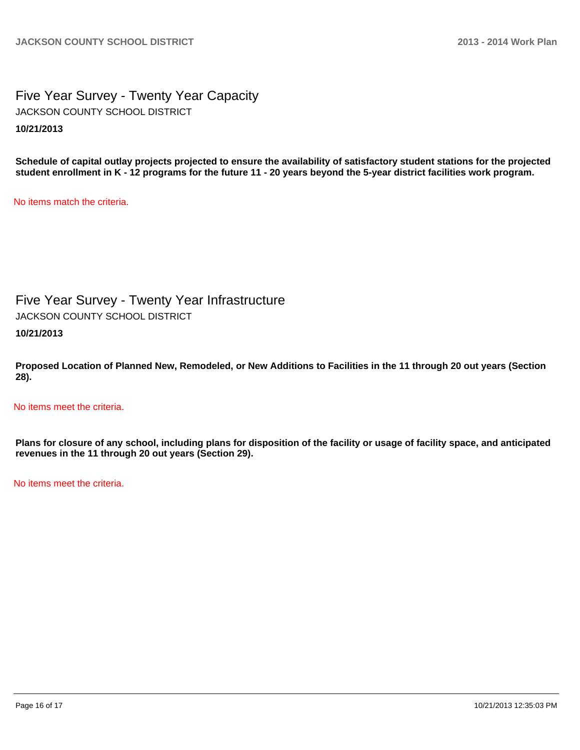## Five Year Survey - Twenty Year Capacity

JACKSON COUNTY SCHOOL DISTRICT

**10/21/2013**

**Schedule of capital outlay projects projected to ensure the availability of satisfactory student stations for the projected student enrollment in K - 12 programs for the future 11 - 20 years beyond the 5-year district facilities work program.**

No items match the criteria.

## Five Year Survey - Twenty Year Infrastructure

JACKSON COUNTY SCHOOL DISTRICT

**10/21/2013**

**Proposed Location of Planned New, Remodeled, or New Additions to Facilities in the 11 through 20 out years (Section 28).**

No items meet the criteria.

**Plans for closure of any school, including plans for disposition of the facility or usage of facility space, and anticipated revenues in the 11 through 20 out years (Section 29).**

No items meet the criteria.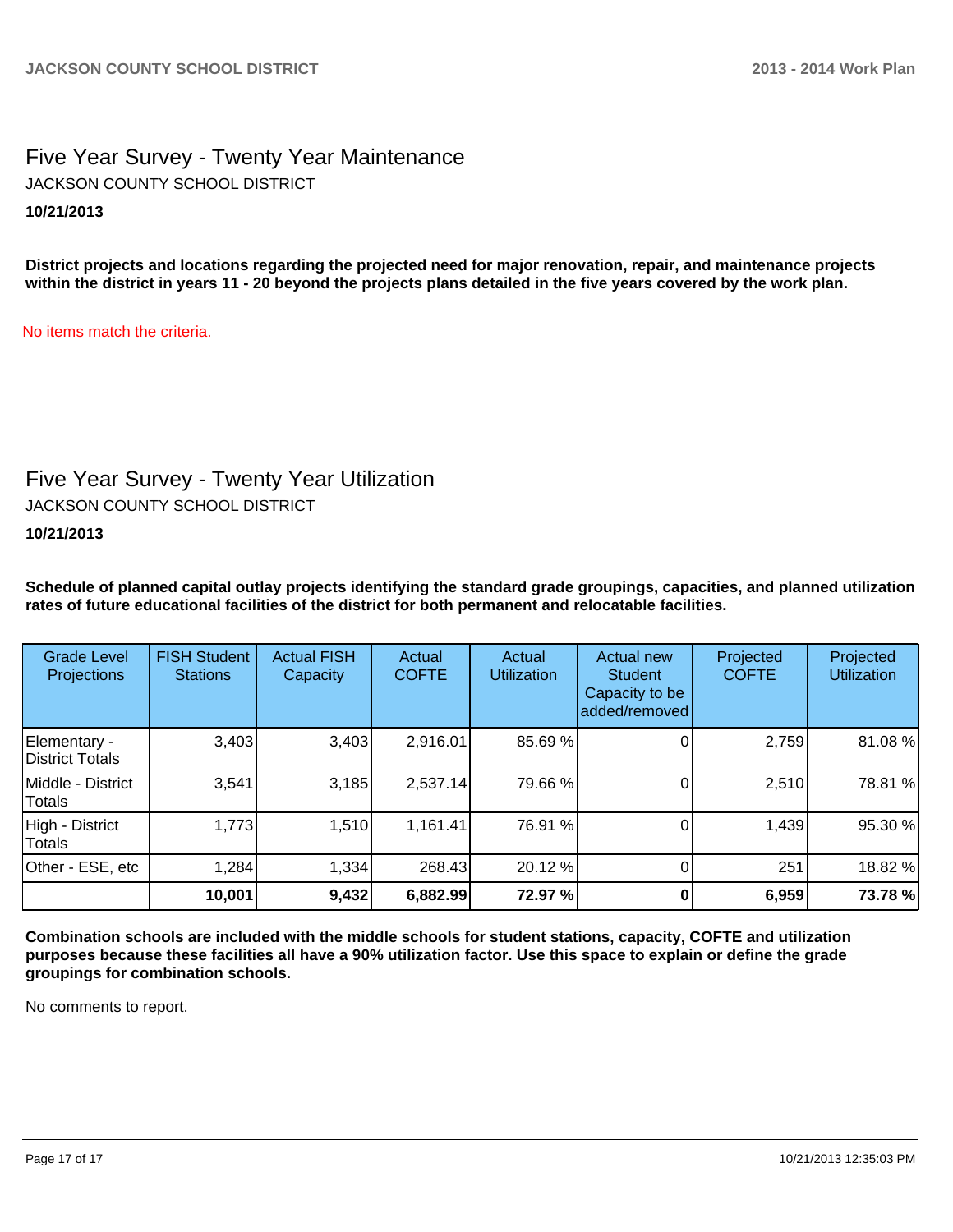# Five Year Survey - Twenty Year Maintenance

JACKSON COUNTY SCHOOL DISTRICT

**10/21/2013**

**District projects and locations regarding the projected need for major renovation, repair, and maintenance projects within the district in years 11 - 20 beyond the projects plans detailed in the five years covered by the work plan.**

No items match the criteria.

# Five Year Survey - Twenty Year Utilization

JACKSON COUNTY SCHOOL DISTRICT

**10/21/2013**

**Schedule of planned capital outlay projects identifying the standard grade groupings, capacities, and planned utilization rates of future educational facilities of the district for both permanent and relocatable facilities.**

| Grade Level Projections | FISH Student Stations | Actual FISH Capacity | Actual COFTE | Actual Utilization | Actual new Student Capacity to be added/removed | Projected COFTE | Projected Utilization |
|---|---|---|---|---|---|---|---|
| Elementary - District Totals | 3,403 | 3,403 | 2,916.01 | 85.69 % | 0 | 2,759 | 81.08 % |
| Middle - District Totals | 3,541 | 3,185 | 2,537.14 | 79.66 % | 0 | 2,510 | 78.81 % |
| High - District Totals | 1,773 | 1,510 | 1,161.41 | 76.91 % | 0 | 1,439 | 95.30 % |
| Other - ESE, etc | 1,284 | 1,334 | 268.43 | 20.12 % | 0 | 251 | 18.82 % |
| | **10,001** | **9,432** | **6,882.99** | **72.97 %** | **0** | **6,959** | **73.78 %** |

**Combination schools are included with the middle schools for student stations, capacity, COFTE and utilization purposes because these facilities all have a 90% utilization factor. Use this space to explain or define the grade groupings for combination schools.**

No comments to report.